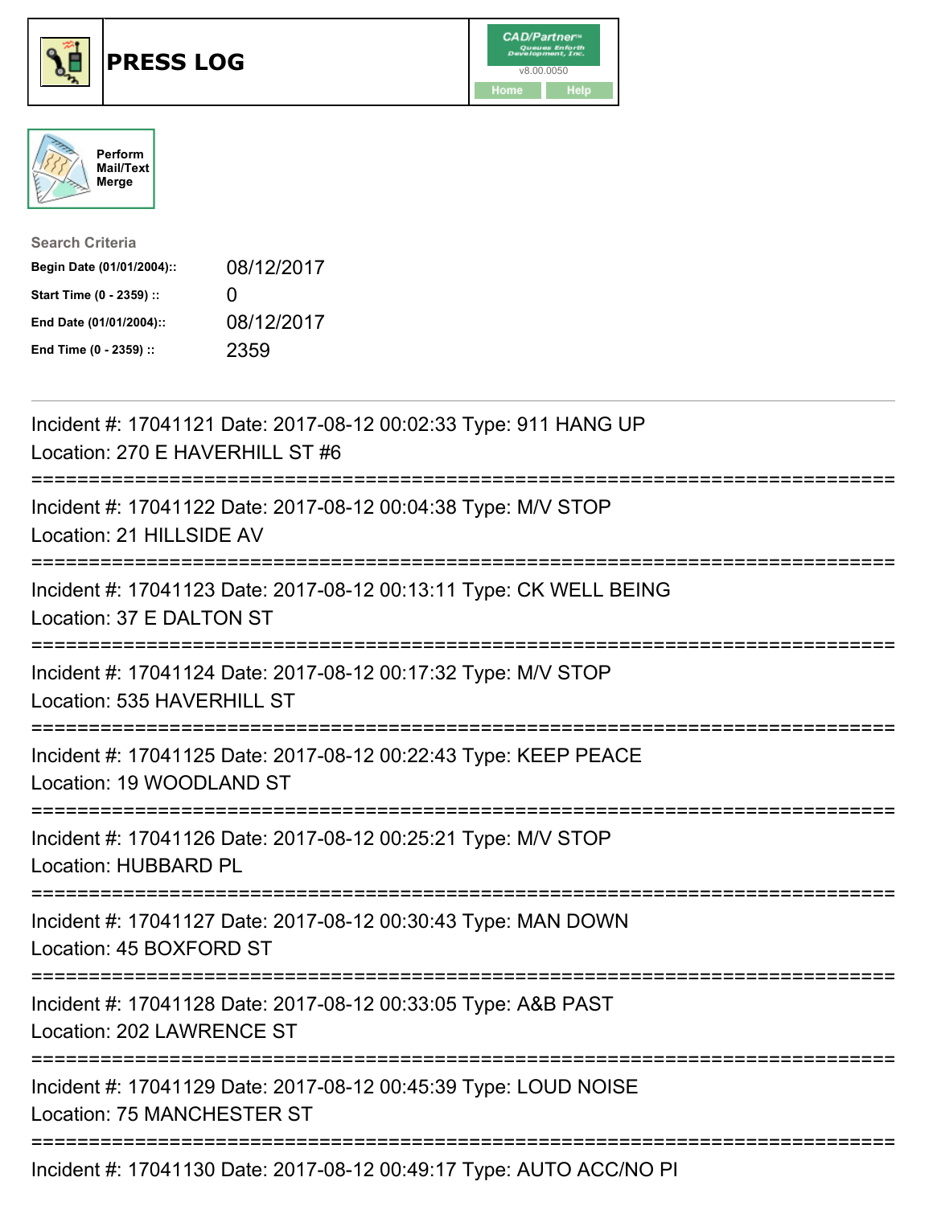# PRESS LOG

CAD/Partner™ v8.00.0050

Home | Help

Perform Mail/Text Merge

**Search Criteria**

| | |
|---|---|
| **Begin Date (01/01/2004)::** | 08/12/2017 |
| **Start Time (0 - 2359) ::** | 0 |
| **End Date (01/01/2004)::** | 08/12/2017 |
| **End Time (0 - 2359) ::** | 2359 |

---

Incident #: 17041121 Date: 2017-08-12 00:02:33 Type: 911 HANG UP
Location: 270 E HAVERHILL ST #6

===========================================================================

Incident #: 17041122 Date: 2017-08-12 00:04:38 Type: M/V STOP
Location: 21 HILLSIDE AV

===========================================================================

Incident #: 17041123 Date: 2017-08-12 00:13:11 Type: CK WELL BEING
Location: 37 E DALTON ST

===========================================================================

Incident #: 17041124 Date: 2017-08-12 00:17:32 Type: M/V STOP
Location: 535 HAVERHILL ST

===========================================================================

Incident #: 17041125 Date: 2017-08-12 00:22:43 Type: KEEP PEACE
Location: 19 WOODLAND ST

===========================================================================

Incident #: 17041126 Date: 2017-08-12 00:25:21 Type: M/V STOP
Location: HUBBARD PL

===========================================================================

Incident #: 17041127 Date: 2017-08-12 00:30:43 Type: MAN DOWN
Location: 45 BOXFORD ST

===========================================================================

Incident #: 17041128 Date: 2017-08-12 00:33:05 Type: A&B PAST
Location: 202 LAWRENCE ST

===========================================================================

Incident #: 17041129 Date: 2017-08-12 00:45:39 Type: LOUD NOISE
Location: 75 MANCHESTER ST

===========================================================================

Incident #: 17041130 Date: 2017-08-12 00:49:17 Type: AUTO ACC/NO PI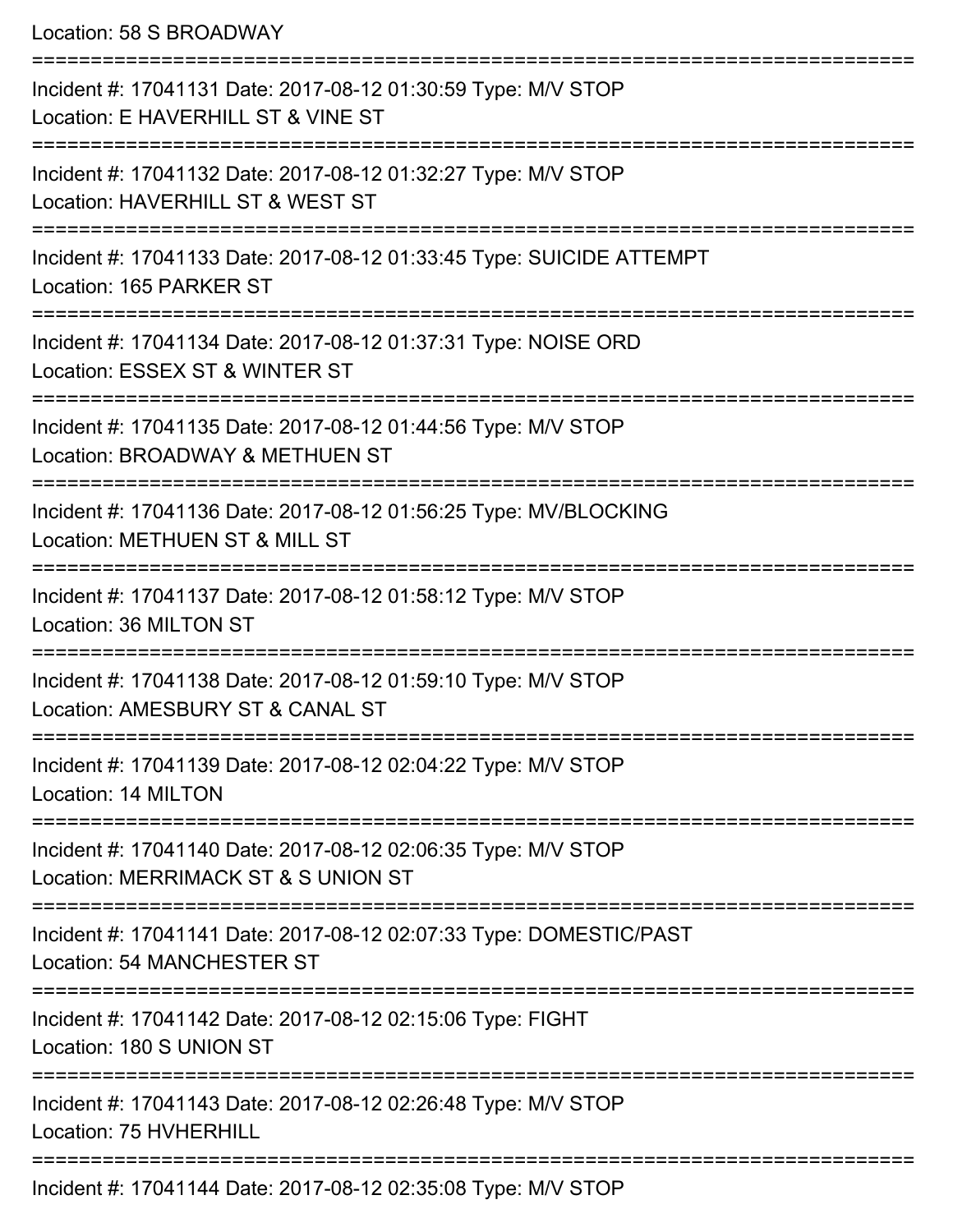Location: 58 S BROADWAY

===========================================================================

Incident #: 17041131 Date: 2017-08-12 01:30:59 Type: M/V STOP
Location: E HAVERHILL ST & VINE ST

===========================================================================

Incident #: 17041132 Date: 2017-08-12 01:32:27 Type: M/V STOP
Location: HAVERHILL ST & WEST ST

===========================================================================

Incident #: 17041133 Date: 2017-08-12 01:33:45 Type: SUICIDE ATTEMPT
Location: 165 PARKER ST

===========================================================================

Incident #: 17041134 Date: 2017-08-12 01:37:31 Type: NOISE ORD
Location: ESSEX ST & WINTER ST

===========================================================================

Incident #: 17041135 Date: 2017-08-12 01:44:56 Type: M/V STOP
Location: BROADWAY & METHUEN ST

===========================================================================

Incident #: 17041136 Date: 2017-08-12 01:56:25 Type: MV/BLOCKING
Location: METHUEN ST & MILL ST

===========================================================================

Incident #: 17041137 Date: 2017-08-12 01:58:12 Type: M/V STOP
Location: 36 MILTON ST

===========================================================================

Incident #: 17041138 Date: 2017-08-12 01:59:10 Type: M/V STOP
Location: AMESBURY ST & CANAL ST

===========================================================================

Incident #: 17041139 Date: 2017-08-12 02:04:22 Type: M/V STOP
Location: 14 MILTON

===========================================================================

Incident #: 17041140 Date: 2017-08-12 02:06:35 Type: M/V STOP
Location: MERRIMACK ST & S UNION ST

===========================================================================

Incident #: 17041141 Date: 2017-08-12 02:07:33 Type: DOMESTIC/PAST
Location: 54 MANCHESTER ST

===========================================================================

Incident #: 17041142 Date: 2017-08-12 02:15:06 Type: FIGHT
Location: 180 S UNION ST

===========================================================================

Incident #: 17041143 Date: 2017-08-12 02:26:48 Type: M/V STOP
Location: 75 HVHERHILL

===========================================================================

Incident #: 17041144 Date: 2017-08-12 02:35:08 Type: M/V STOP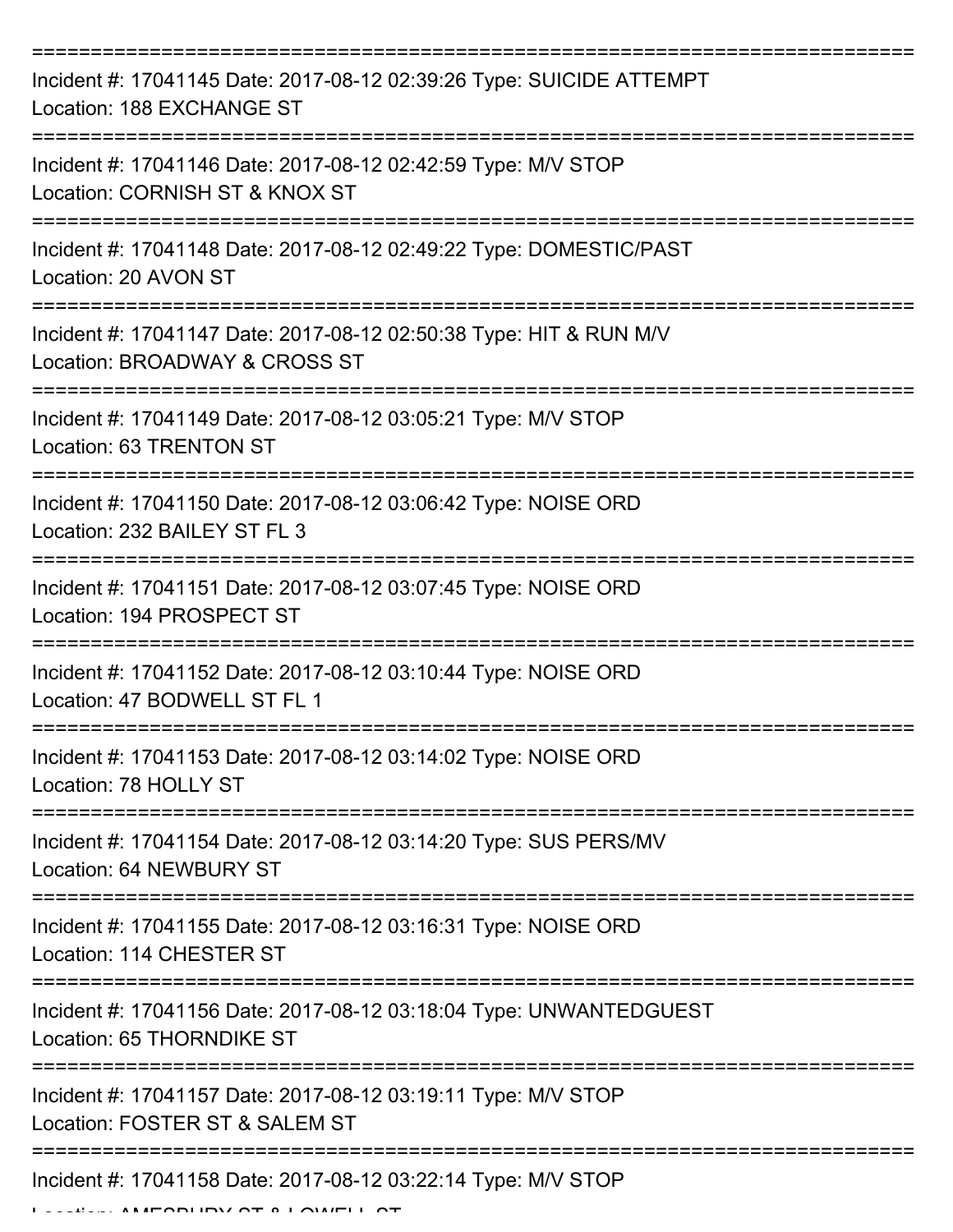===========================================================================

Incident #: 17041145 Date: 2017-08-12 02:39:26 Type: SUICIDE ATTEMPT
Location: 188 EXCHANGE ST

===========================================================================

Incident #: 17041146 Date: 2017-08-12 02:42:59 Type: M/V STOP
Location: CORNISH ST & KNOX ST

===========================================================================

Incident #: 17041148 Date: 2017-08-12 02:49:22 Type: DOMESTIC/PAST
Location: 20 AVON ST

===========================================================================

Incident #: 17041147 Date: 2017-08-12 02:50:38 Type: HIT & RUN M/V
Location: BROADWAY & CROSS ST

===========================================================================

Incident #: 17041149 Date: 2017-08-12 03:05:21 Type: M/V STOP
Location: 63 TRENTON ST

===========================================================================

Incident #: 17041150 Date: 2017-08-12 03:06:42 Type: NOISE ORD
Location: 232 BAILEY ST FL 3

===========================================================================

Incident #: 17041151 Date: 2017-08-12 03:07:45 Type: NOISE ORD
Location: 194 PROSPECT ST

===========================================================================

Incident #: 17041152 Date: 2017-08-12 03:10:44 Type: NOISE ORD
Location: 47 BODWELL ST FL 1

===========================================================================

Incident #: 17041153 Date: 2017-08-12 03:14:02 Type: NOISE ORD
Location: 78 HOLLY ST

===========================================================================

Incident #: 17041154 Date: 2017-08-12 03:14:20 Type: SUS PERS/MV
Location: 64 NEWBURY ST

===========================================================================

Incident #: 17041155 Date: 2017-08-12 03:16:31 Type: NOISE ORD
Location: 114 CHESTER ST

===========================================================================

Incident #: 17041156 Date: 2017-08-12 03:18:04 Type: UNWANTEDGUEST
Location: 65 THORNDIKE ST

===========================================================================

Incident #: 17041157 Date: 2017-08-12 03:19:11 Type: M/V STOP
Location: FOSTER ST & SALEM ST

===========================================================================

Incident #: 17041158 Date: 2017-08-12 03:22:14 Type: M/V STOP
Location: AMESBURY ST & LOWELL ST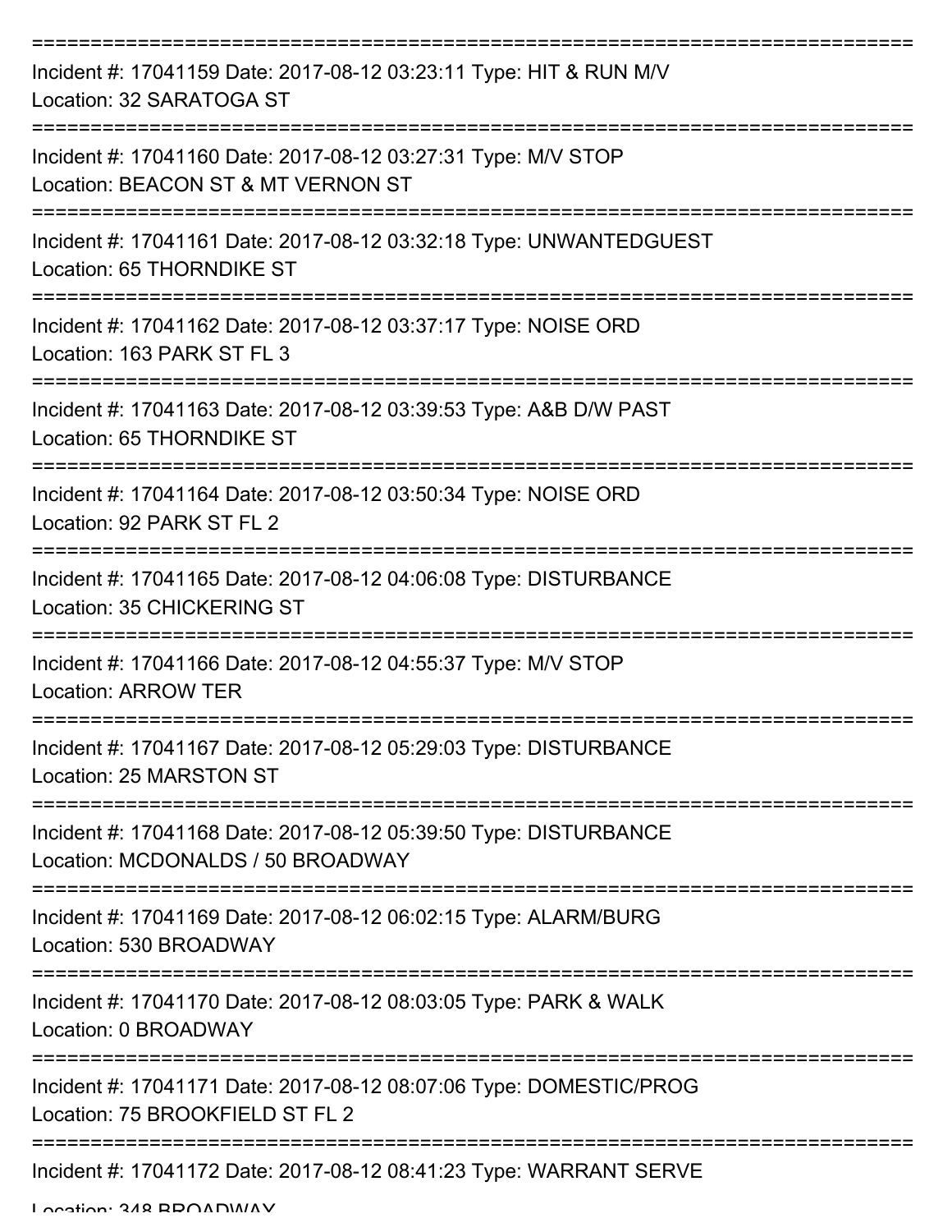===========================================================================
Incident #: 17041159 Date: 2017-08-12 03:23:11 Type: HIT & RUN M/V
Location: 32 SARATOGA ST
===========================================================================
Incident #: 17041160 Date: 2017-08-12 03:27:31 Type: M/V STOP
Location: BEACON ST & MT VERNON ST
===========================================================================
Incident #: 17041161 Date: 2017-08-12 03:32:18 Type: UNWANTEDGUEST
Location: 65 THORNDIKE ST
===========================================================================
Incident #: 17041162 Date: 2017-08-12 03:37:17 Type: NOISE ORD
Location: 163 PARK ST FL 3
===========================================================================
Incident #: 17041163 Date: 2017-08-12 03:39:53 Type: A&B D/W PAST
Location: 65 THORNDIKE ST
===========================================================================
Incident #: 17041164 Date: 2017-08-12 03:50:34 Type: NOISE ORD
Location: 92 PARK ST FL 2
===========================================================================
Incident #: 17041165 Date: 2017-08-12 04:06:08 Type: DISTURBANCE
Location: 35 CHICKERING ST
===========================================================================
Incident #: 17041166 Date: 2017-08-12 04:55:37 Type: M/V STOP
Location: ARROW TER
===========================================================================
Incident #: 17041167 Date: 2017-08-12 05:29:03 Type: DISTURBANCE
Location: 25 MARSTON ST
===========================================================================
Incident #: 17041168 Date: 2017-08-12 05:39:50 Type: DISTURBANCE
Location: MCDONALDS / 50 BROADWAY
===========================================================================
Incident #: 17041169 Date: 2017-08-12 06:02:15 Type: ALARM/BURG
Location: 530 BROADWAY
===========================================================================
Incident #: 17041170 Date: 2017-08-12 08:03:05 Type: PARK & WALK
Location: 0 BROADWAY
===========================================================================
Incident #: 17041171 Date: 2017-08-12 08:07:06 Type: DOMESTIC/PROG
Location: 75 BROOKFIELD ST FL 2
===========================================================================
Incident #: 17041172 Date: 2017-08-12 08:41:23 Type: WARRANT SERVE
Location: 348 BROADWAY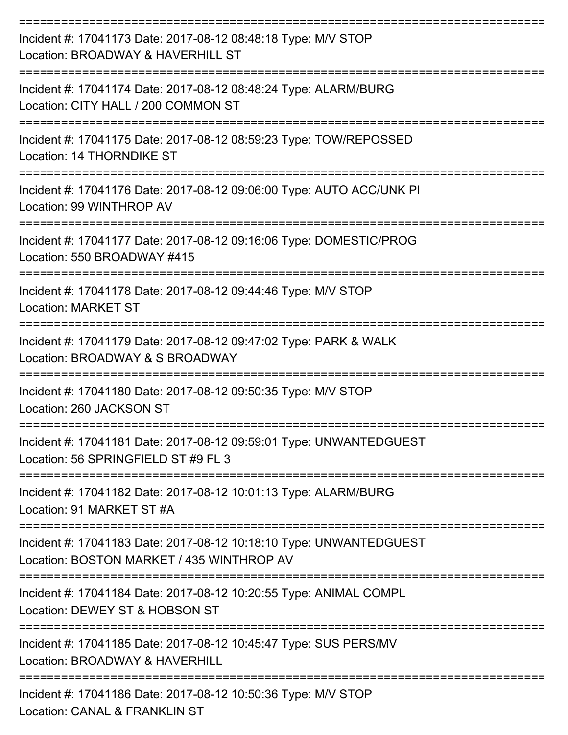===========================================================================
Incident #: 17041173 Date: 2017-08-12 08:48:18 Type: M/V STOP
Location: BROADWAY & HAVERHILL ST
===========================================================================
Incident #: 17041174 Date: 2017-08-12 08:48:24 Type: ALARM/BURG
Location: CITY HALL / 200 COMMON ST
===========================================================================
Incident #: 17041175 Date: 2017-08-12 08:59:23 Type: TOW/REPOSSED
Location: 14 THORNDIKE ST
===========================================================================
Incident #: 17041176 Date: 2017-08-12 09:06:00 Type: AUTO ACC/UNK PI
Location: 99 WINTHROP AV
===========================================================================
Incident #: 17041177 Date: 2017-08-12 09:16:06 Type: DOMESTIC/PROG
Location: 550 BROADWAY #415
===========================================================================
Incident #: 17041178 Date: 2017-08-12 09:44:46 Type: M/V STOP
Location: MARKET ST
===========================================================================
Incident #: 17041179 Date: 2017-08-12 09:47:02 Type: PARK & WALK
Location: BROADWAY & S BROADWAY
===========================================================================
Incident #: 17041180 Date: 2017-08-12 09:50:35 Type: M/V STOP
Location: 260 JACKSON ST
===========================================================================
Incident #: 17041181 Date: 2017-08-12 09:59:01 Type: UNWANTEDGUEST
Location: 56 SPRINGFIELD ST #9 FL 3
===========================================================================
Incident #: 17041182 Date: 2017-08-12 10:01:13 Type: ALARM/BURG
Location: 91 MARKET ST #A
===========================================================================
Incident #: 17041183 Date: 2017-08-12 10:18:10 Type: UNWANTEDGUEST
Location: BOSTON MARKET / 435 WINTHROP AV
===========================================================================
Incident #: 17041184 Date: 2017-08-12 10:20:55 Type: ANIMAL COMPL
Location: DEWEY ST & HOBSON ST
===========================================================================
Incident #: 17041185 Date: 2017-08-12 10:45:47 Type: SUS PERS/MV
Location: BROADWAY & HAVERHILL
===========================================================================
Incident #: 17041186 Date: 2017-08-12 10:50:36 Type: M/V STOP
Location: CANAL & FRANKLIN ST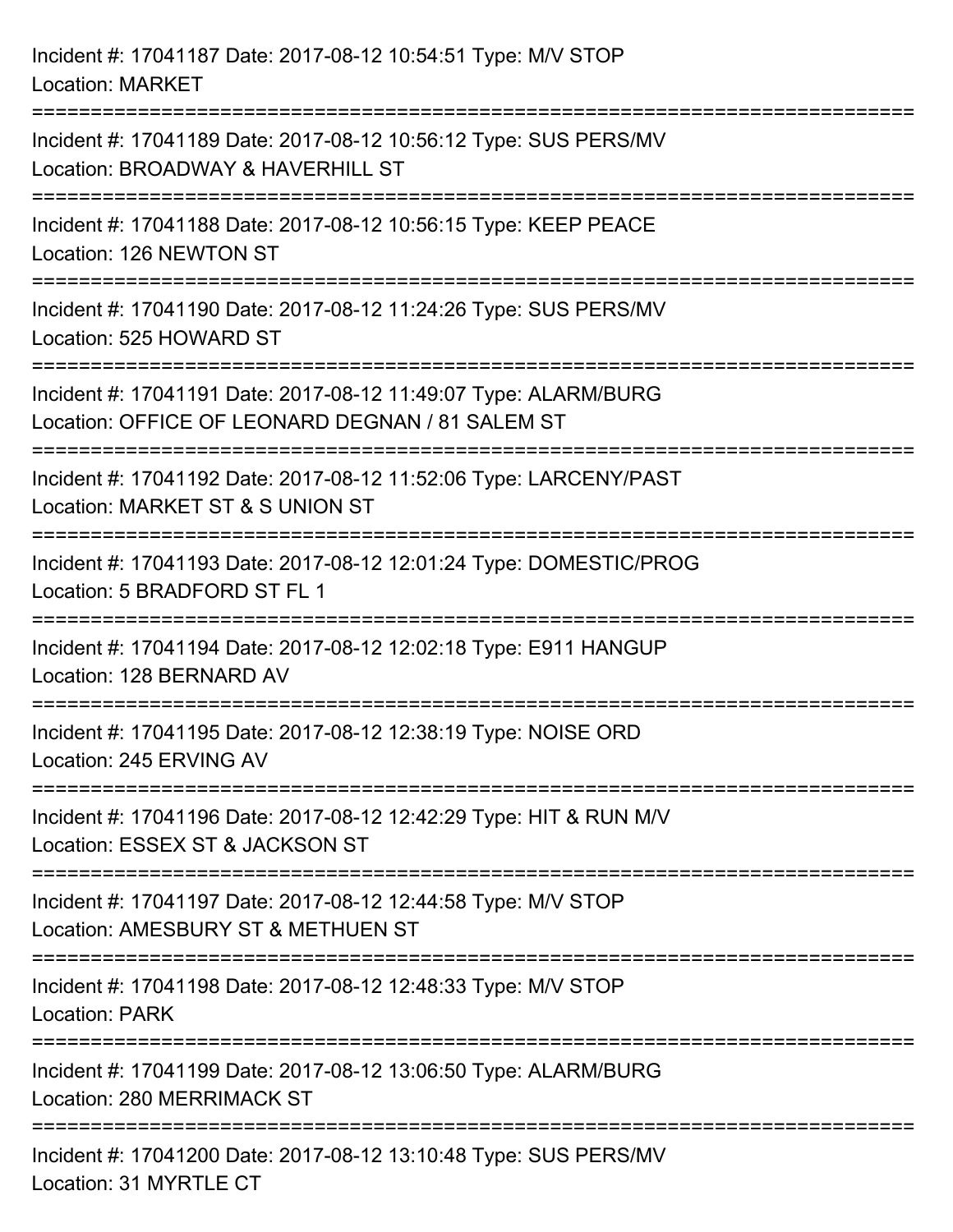Incident #: 17041187 Date: 2017-08-12 10:54:51 Type: M/V STOP
Location: MARKET

===========================================================================

Incident #: 17041189 Date: 2017-08-12 10:56:12 Type: SUS PERS/MV
Location: BROADWAY & HAVERHILL ST

===========================================================================

Incident #: 17041188 Date: 2017-08-12 10:56:15 Type: KEEP PEACE
Location: 126 NEWTON ST

===========================================================================

Incident #: 17041190 Date: 2017-08-12 11:24:26 Type: SUS PERS/MV
Location: 525 HOWARD ST

===========================================================================

Incident #: 17041191 Date: 2017-08-12 11:49:07 Type: ALARM/BURG
Location: OFFICE OF LEONARD DEGNAN / 81 SALEM ST

===========================================================================

Incident #: 17041192 Date: 2017-08-12 11:52:06 Type: LARCENY/PAST
Location: MARKET ST & S UNION ST

===========================================================================

Incident #: 17041193 Date: 2017-08-12 12:01:24 Type: DOMESTIC/PROG
Location: 5 BRADFORD ST FL 1

===========================================================================

Incident #: 17041194 Date: 2017-08-12 12:02:18 Type: E911 HANGUP
Location: 128 BERNARD AV

===========================================================================

Incident #: 17041195 Date: 2017-08-12 12:38:19 Type: NOISE ORD
Location: 245 ERVING AV

===========================================================================

Incident #: 17041196 Date: 2017-08-12 12:42:29 Type: HIT & RUN M/V
Location: ESSEX ST & JACKSON ST

===========================================================================

Incident #: 17041197 Date: 2017-08-12 12:44:58 Type: M/V STOP
Location: AMESBURY ST & METHUEN ST

===========================================================================

Incident #: 17041198 Date: 2017-08-12 12:48:33 Type: M/V STOP
Location: PARK

===========================================================================

Incident #: 17041199 Date: 2017-08-12 13:06:50 Type: ALARM/BURG
Location: 280 MERRIMACK ST

===========================================================================

Incident #: 17041200 Date: 2017-08-12 13:10:48 Type: SUS PERS/MV
Location: 31 MYRTLE CT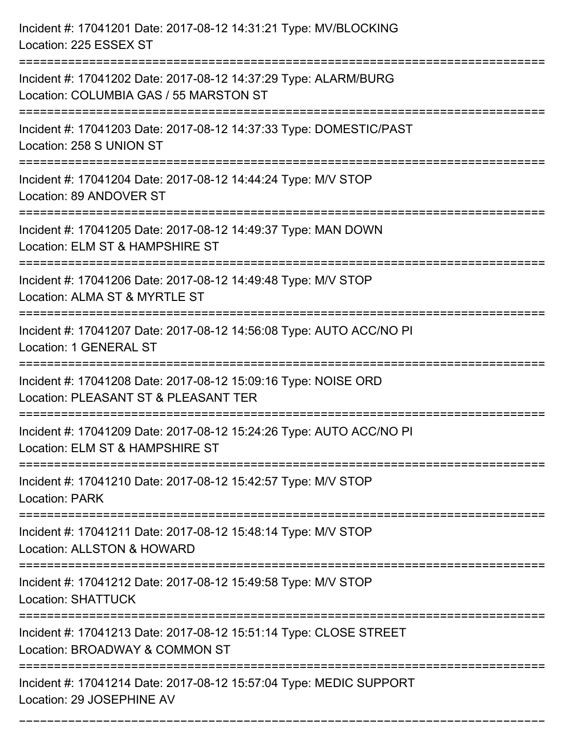Incident #: 17041201 Date: 2017-08-12 14:31:21 Type: MV/BLOCKING
Location: 225 ESSEX ST

===========================================================================

Incident #: 17041202 Date: 2017-08-12 14:37:29 Type: ALARM/BURG
Location: COLUMBIA GAS / 55 MARSTON ST

===========================================================================

Incident #: 17041203 Date: 2017-08-12 14:37:33 Type: DOMESTIC/PAST
Location: 258 S UNION ST

===========================================================================

Incident #: 17041204 Date: 2017-08-12 14:44:24 Type: M/V STOP
Location: 89 ANDOVER ST

===========================================================================

Incident #: 17041205 Date: 2017-08-12 14:49:37 Type: MAN DOWN
Location: ELM ST & HAMPSHIRE ST

===========================================================================

Incident #: 17041206 Date: 2017-08-12 14:49:48 Type: M/V STOP
Location: ALMA ST & MYRTLE ST

===========================================================================

Incident #: 17041207 Date: 2017-08-12 14:56:08 Type: AUTO ACC/NO PI
Location: 1 GENERAL ST

===========================================================================

Incident #: 17041208 Date: 2017-08-12 15:09:16 Type: NOISE ORD
Location: PLEASANT ST & PLEASANT TER

===========================================================================

Incident #: 17041209 Date: 2017-08-12 15:24:26 Type: AUTO ACC/NO PI
Location: ELM ST & HAMPSHIRE ST

===========================================================================

Incident #: 17041210 Date: 2017-08-12 15:42:57 Type: M/V STOP
Location: PARK

===========================================================================

Incident #: 17041211 Date: 2017-08-12 15:48:14 Type: M/V STOP
Location: ALLSTON & HOWARD

===========================================================================

Incident #: 17041212 Date: 2017-08-12 15:49:58 Type: M/V STOP
Location: SHATTUCK

===========================================================================

Incident #: 17041213 Date: 2017-08-12 15:51:14 Type: CLOSE STREET
Location: BROADWAY & COMMON ST

===========================================================================

Incident #: 17041214 Date: 2017-08-12 15:57:04 Type: MEDIC SUPPORT
Location: 29 JOSEPHINE AV

===========================================================================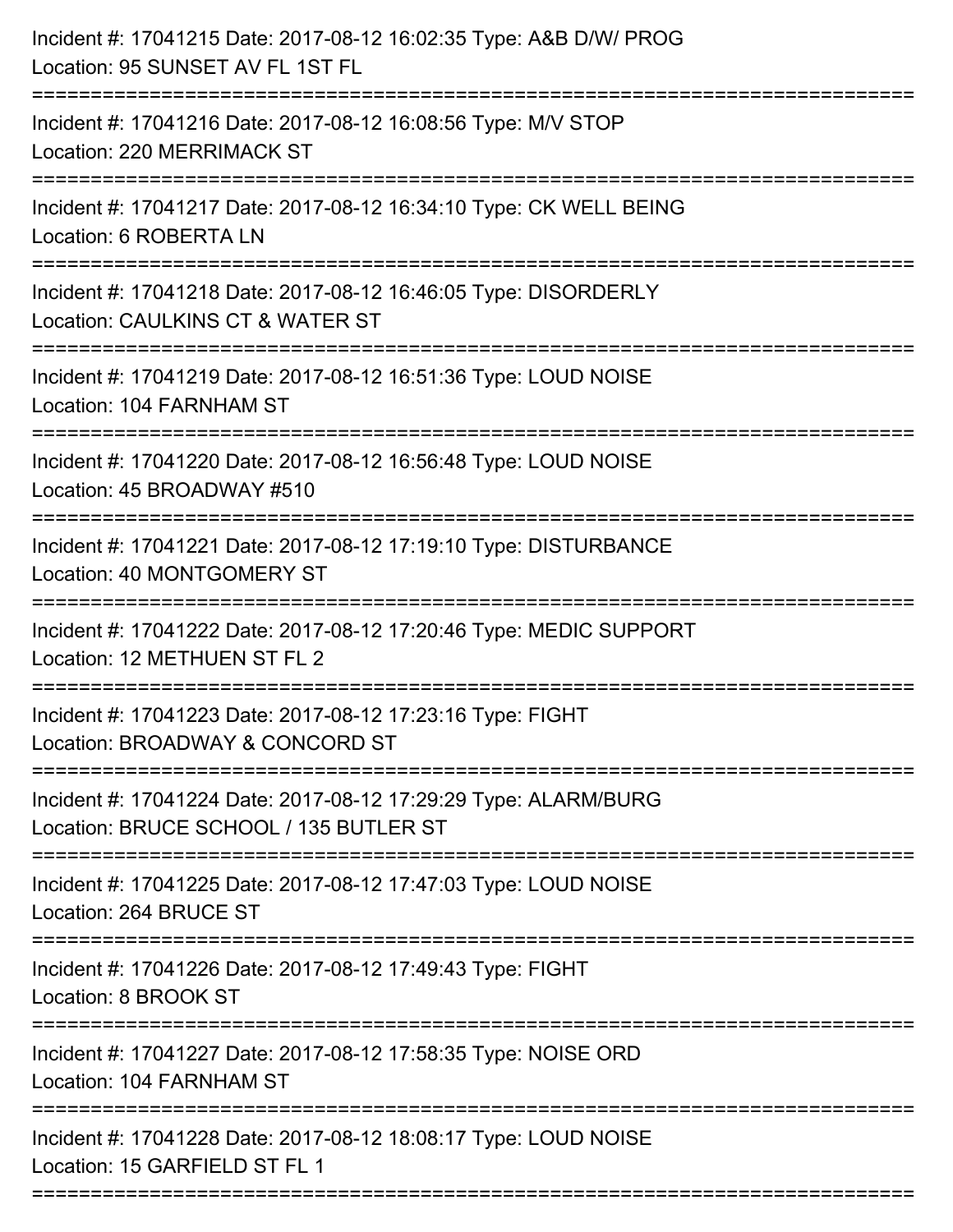Incident #: 17041215 Date: 2017-08-12 16:02:35 Type: A&B D/W/ PROG
Location: 95 SUNSET AV FL 1ST FL

===========================================================================

Incident #: 17041216 Date: 2017-08-12 16:08:56 Type: M/V STOP
Location: 220 MERRIMACK ST

===========================================================================

Incident #: 17041217 Date: 2017-08-12 16:34:10 Type: CK WELL BEING
Location: 6 ROBERTA LN

===========================================================================

Incident #: 17041218 Date: 2017-08-12 16:46:05 Type: DISORDERLY
Location: CAULKINS CT & WATER ST

===========================================================================

Incident #: 17041219 Date: 2017-08-12 16:51:36 Type: LOUD NOISE
Location: 104 FARNHAM ST

===========================================================================

Incident #: 17041220 Date: 2017-08-12 16:56:48 Type: LOUD NOISE
Location: 45 BROADWAY #510

===========================================================================

Incident #: 17041221 Date: 2017-08-12 17:19:10 Type: DISTURBANCE
Location: 40 MONTGOMERY ST

===========================================================================

Incident #: 17041222 Date: 2017-08-12 17:20:46 Type: MEDIC SUPPORT
Location: 12 METHUEN ST FL 2

===========================================================================

Incident #: 17041223 Date: 2017-08-12 17:23:16 Type: FIGHT
Location: BROADWAY & CONCORD ST

===========================================================================

Incident #: 17041224 Date: 2017-08-12 17:29:29 Type: ALARM/BURG
Location: BRUCE SCHOOL / 135 BUTLER ST

===========================================================================

Incident #: 17041225 Date: 2017-08-12 17:47:03 Type: LOUD NOISE
Location: 264 BRUCE ST

===========================================================================

Incident #: 17041226 Date: 2017-08-12 17:49:43 Type: FIGHT
Location: 8 BROOK ST

===========================================================================

Incident #: 17041227 Date: 2017-08-12 17:58:35 Type: NOISE ORD
Location: 104 FARNHAM ST

===========================================================================

Incident #: 17041228 Date: 2017-08-12 18:08:17 Type: LOUD NOISE
Location: 15 GARFIELD ST FL 1

===========================================================================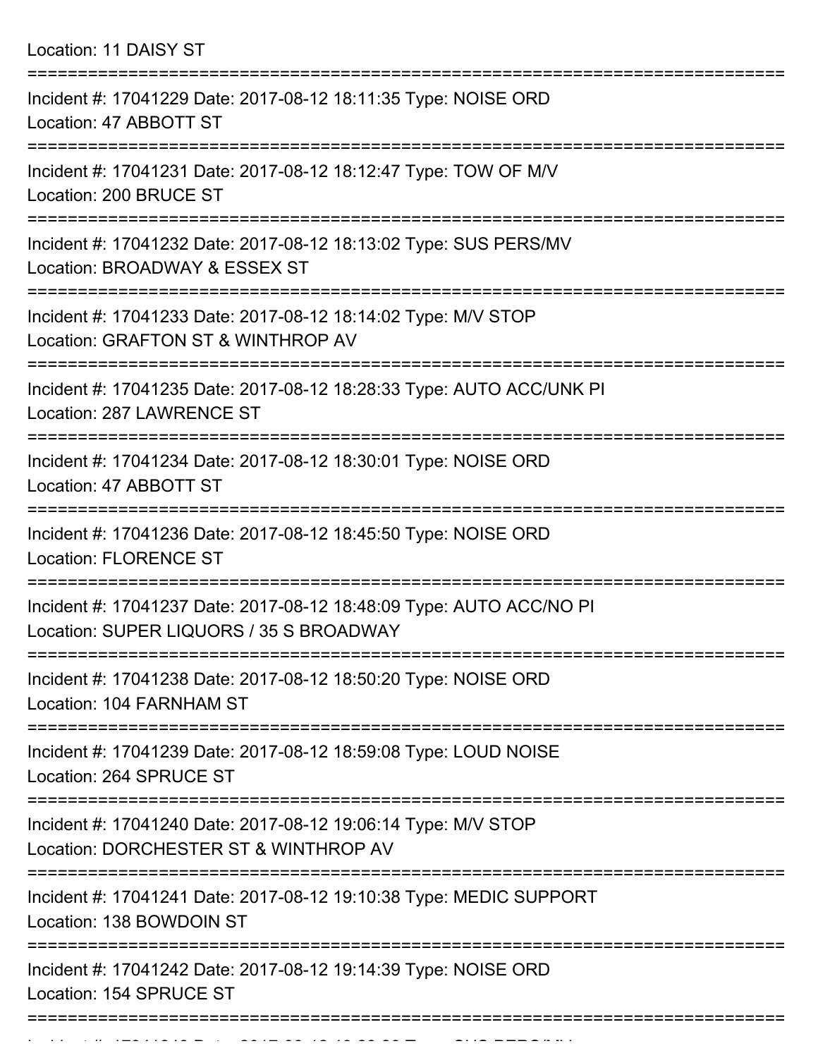Location: 11 DAISY ST

===========================================================================

Incident #: 17041229 Date: 2017-08-12 18:11:35 Type: NOISE ORD
Location: 47 ABBOTT ST

===========================================================================

Incident #: 17041231 Date: 2017-08-12 18:12:47 Type: TOW OF M/V
Location: 200 BRUCE ST

===========================================================================

Incident #: 17041232 Date: 2017-08-12 18:13:02 Type: SUS PERS/MV
Location: BROADWAY & ESSEX ST

===========================================================================

Incident #: 17041233 Date: 2017-08-12 18:14:02 Type: M/V STOP
Location: GRAFTON ST & WINTHROP AV

===========================================================================

Incident #: 17041235 Date: 2017-08-12 18:28:33 Type: AUTO ACC/UNK PI
Location: 287 LAWRENCE ST

===========================================================================

Incident #: 17041234 Date: 2017-08-12 18:30:01 Type: NOISE ORD
Location: 47 ABBOTT ST

===========================================================================

Incident #: 17041236 Date: 2017-08-12 18:45:50 Type: NOISE ORD
Location: FLORENCE ST

===========================================================================

Incident #: 17041237 Date: 2017-08-12 18:48:09 Type: AUTO ACC/NO PI
Location: SUPER LIQUORS / 35 S BROADWAY

===========================================================================

Incident #: 17041238 Date: 2017-08-12 18:50:20 Type: NOISE ORD
Location: 104 FARNHAM ST

===========================================================================

Incident #: 17041239 Date: 2017-08-12 18:59:08 Type: LOUD NOISE
Location: 264 SPRUCE ST

===========================================================================

Incident #: 17041240 Date: 2017-08-12 19:06:14 Type: M/V STOP
Location: DORCHESTER ST & WINTHROP AV

===========================================================================

Incident #: 17041241 Date: 2017-08-12 19:10:38 Type: MEDIC SUPPORT
Location: 138 BOWDOIN ST

===========================================================================

Incident #: 17041242 Date: 2017-08-12 19:14:39 Type: NOISE ORD
Location: 154 SPRUCE ST

===========================================================================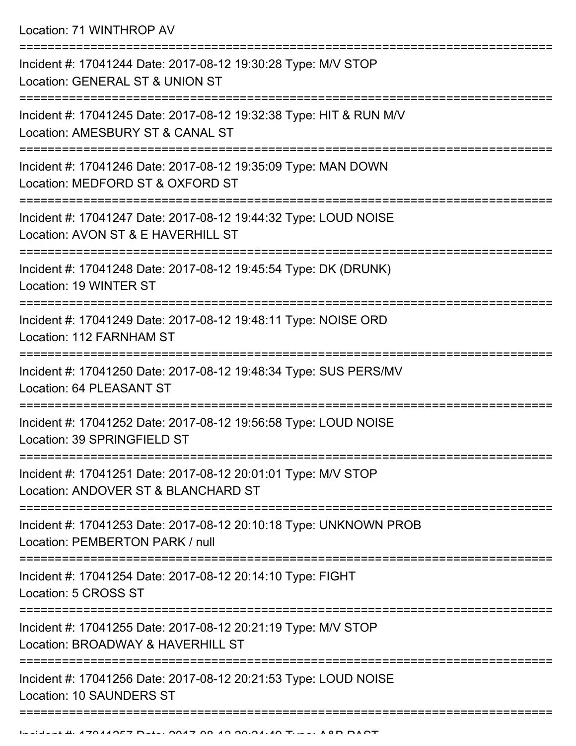Location: 71 WINTHROP AV

===========================================================================

Incident #: 17041244 Date: 2017-08-12 19:30:28 Type: M/V STOP
Location: GENERAL ST & UNION ST

===========================================================================

Incident #: 17041245 Date: 2017-08-12 19:32:38 Type: HIT & RUN M/V
Location: AMESBURY ST & CANAL ST

===========================================================================

Incident #: 17041246 Date: 2017-08-12 19:35:09 Type: MAN DOWN
Location: MEDFORD ST & OXFORD ST

===========================================================================

Incident #: 17041247 Date: 2017-08-12 19:44:32 Type: LOUD NOISE
Location: AVON ST & E HAVERHILL ST

===========================================================================

Incident #: 17041248 Date: 2017-08-12 19:45:54 Type: DK (DRUNK)
Location: 19 WINTER ST

===========================================================================

Incident #: 17041249 Date: 2017-08-12 19:48:11 Type: NOISE ORD
Location: 112 FARNHAM ST

===========================================================================

Incident #: 17041250 Date: 2017-08-12 19:48:34 Type: SUS PERS/MV
Location: 64 PLEASANT ST

===========================================================================

Incident #: 17041252 Date: 2017-08-12 19:56:58 Type: LOUD NOISE
Location: 39 SPRINGFIELD ST

===========================================================================

Incident #: 17041251 Date: 2017-08-12 20:01:01 Type: M/V STOP
Location: ANDOVER ST & BLANCHARD ST

===========================================================================

Incident #: 17041253 Date: 2017-08-12 20:10:18 Type: UNKNOWN PROB
Location: PEMBERTON PARK / null

===========================================================================

Incident #: 17041254 Date: 2017-08-12 20:14:10 Type: FIGHT
Location: 5 CROSS ST

===========================================================================

Incident #: 17041255 Date: 2017-08-12 20:21:19 Type: M/V STOP
Location: BROADWAY & HAVERHILL ST

===========================================================================

Incident #: 17041256 Date: 2017-08-12 20:21:53 Type: LOUD NOISE
Location: 10 SAUNDERS ST

===========================================================================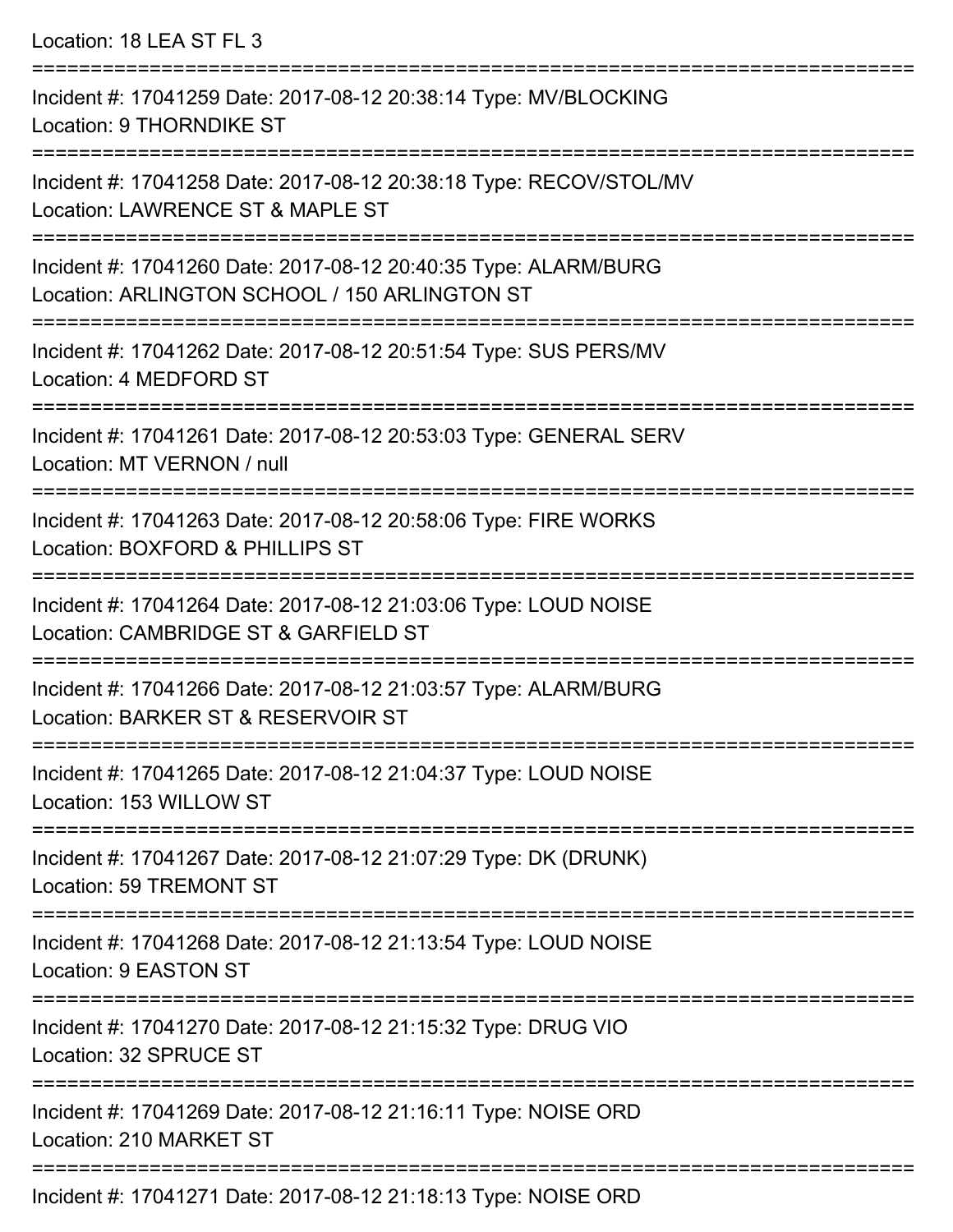Location: 18 LEA ST FL 3

===========================================================================

Incident #: 17041259 Date: 2017-08-12 20:38:14 Type: MV/BLOCKING
Location: 9 THORNDIKE ST

===========================================================================

Incident #: 17041258 Date: 2017-08-12 20:38:18 Type: RECOV/STOL/MV
Location: LAWRENCE ST & MAPLE ST

===========================================================================

Incident #: 17041260 Date: 2017-08-12 20:40:35 Type: ALARM/BURG
Location: ARLINGTON SCHOOL / 150 ARLINGTON ST

===========================================================================

Incident #: 17041262 Date: 2017-08-12 20:51:54 Type: SUS PERS/MV
Location: 4 MEDFORD ST

===========================================================================

Incident #: 17041261 Date: 2017-08-12 20:53:03 Type: GENERAL SERV
Location: MT VERNON / null

===========================================================================

Incident #: 17041263 Date: 2017-08-12 20:58:06 Type: FIRE WORKS
Location: BOXFORD & PHILLIPS ST

===========================================================================

Incident #: 17041264 Date: 2017-08-12 21:03:06 Type: LOUD NOISE
Location: CAMBRIDGE ST & GARFIELD ST

===========================================================================

Incident #: 17041266 Date: 2017-08-12 21:03:57 Type: ALARM/BURG
Location: BARKER ST & RESERVOIR ST

===========================================================================

Incident #: 17041265 Date: 2017-08-12 21:04:37 Type: LOUD NOISE
Location: 153 WILLOW ST

===========================================================================

Incident #: 17041267 Date: 2017-08-12 21:07:29 Type: DK (DRUNK)
Location: 59 TREMONT ST

===========================================================================

Incident #: 17041268 Date: 2017-08-12 21:13:54 Type: LOUD NOISE
Location: 9 EASTON ST

===========================================================================

Incident #: 17041270 Date: 2017-08-12 21:15:32 Type: DRUG VIO
Location: 32 SPRUCE ST

===========================================================================

Incident #: 17041269 Date: 2017-08-12 21:16:11 Type: NOISE ORD
Location: 210 MARKET ST

===========================================================================

Incident #: 17041271 Date: 2017-08-12 21:18:13 Type: NOISE ORD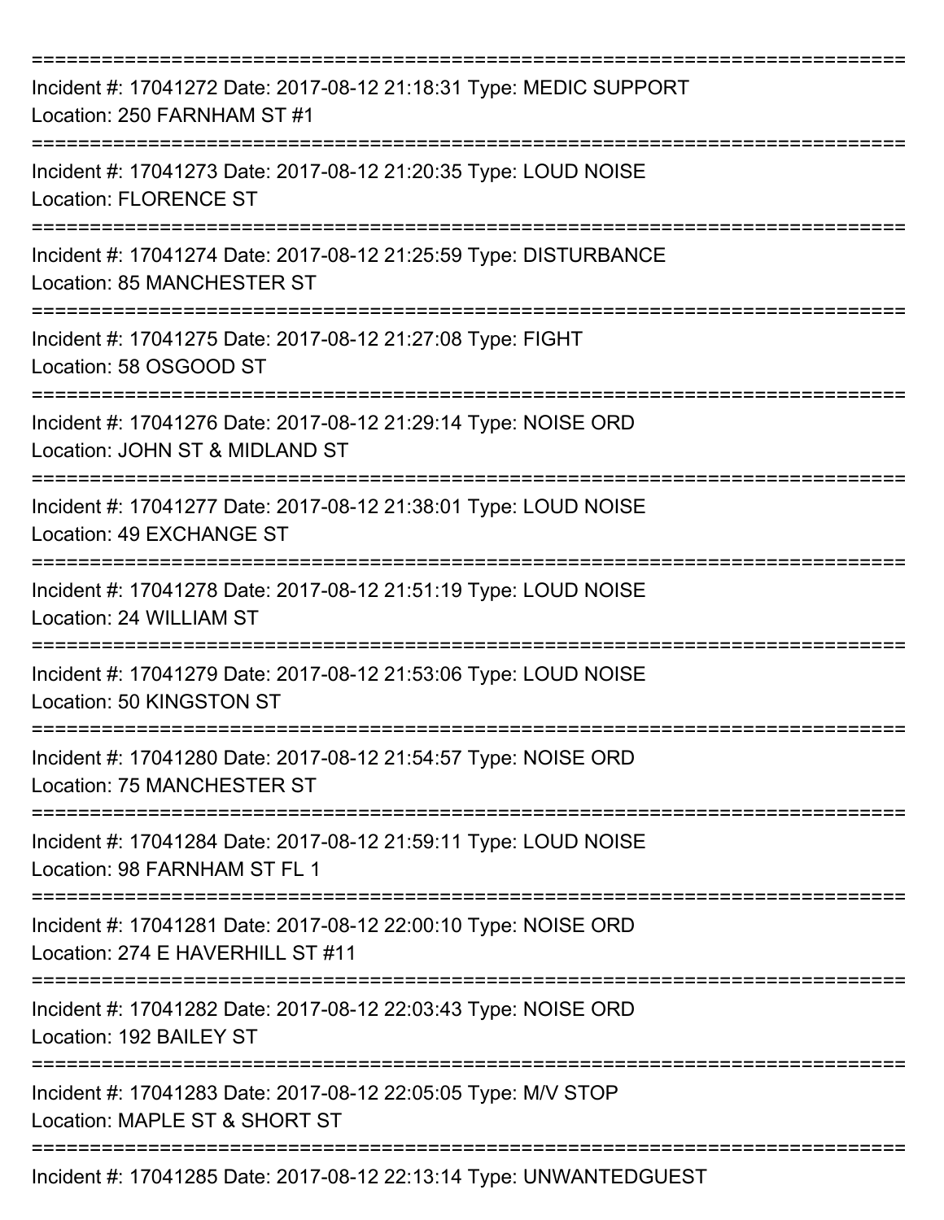===========================================================================

Incident #: 17041272 Date: 2017-08-12 21:18:31 Type: MEDIC SUPPORT
Location: 250 FARNHAM ST #1

===========================================================================

Incident #: 17041273 Date: 2017-08-12 21:20:35 Type: LOUD NOISE
Location: FLORENCE ST

===========================================================================

Incident #: 17041274 Date: 2017-08-12 21:25:59 Type: DISTURBANCE
Location: 85 MANCHESTER ST

===========================================================================

Incident #: 17041275 Date: 2017-08-12 21:27:08 Type: FIGHT
Location: 58 OSGOOD ST

===========================================================================

Incident #: 17041276 Date: 2017-08-12 21:29:14 Type: NOISE ORD
Location: JOHN ST & MIDLAND ST

===========================================================================

Incident #: 17041277 Date: 2017-08-12 21:38:01 Type: LOUD NOISE
Location: 49 EXCHANGE ST

===========================================================================

Incident #: 17041278 Date: 2017-08-12 21:51:19 Type: LOUD NOISE
Location: 24 WILLIAM ST

===========================================================================

Incident #: 17041279 Date: 2017-08-12 21:53:06 Type: LOUD NOISE
Location: 50 KINGSTON ST

===========================================================================

Incident #: 17041280 Date: 2017-08-12 21:54:57 Type: NOISE ORD
Location: 75 MANCHESTER ST

===========================================================================

Incident #: 17041284 Date: 2017-08-12 21:59:11 Type: LOUD NOISE
Location: 98 FARNHAM ST FL 1

===========================================================================

Incident #: 17041281 Date: 2017-08-12 22:00:10 Type: NOISE ORD
Location: 274 E HAVERHILL ST #11

===========================================================================

Incident #: 17041282 Date: 2017-08-12 22:03:43 Type: NOISE ORD
Location: 192 BAILEY ST

===========================================================================

Incident #: 17041283 Date: 2017-08-12 22:05:05 Type: M/V STOP
Location: MAPLE ST & SHORT ST

===========================================================================

Incident #: 17041285 Date: 2017-08-12 22:13:14 Type: UNWANTEDGUEST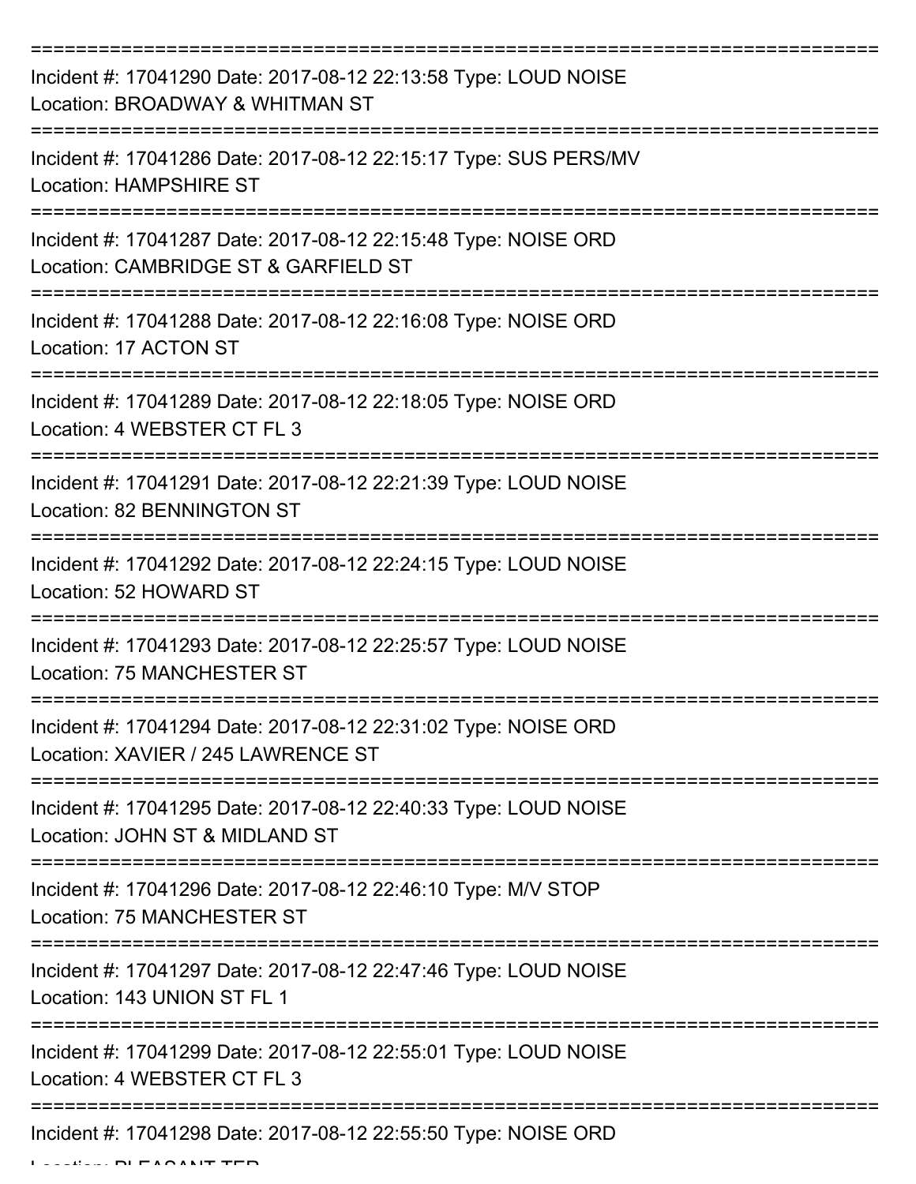===========================================================================

Incident #: 17041290 Date: 2017-08-12 22:13:58 Type: LOUD NOISE

Location: BROADWAY & WHITMAN ST

===========================================================================

Incident #: 17041286 Date: 2017-08-12 22:15:17 Type: SUS PERS/MV

Location: HAMPSHIRE ST

===========================================================================

Incident #: 17041287 Date: 2017-08-12 22:15:48 Type: NOISE ORD

Location: CAMBRIDGE ST & GARFIELD ST

===========================================================================

Incident #: 17041288 Date: 2017-08-12 22:16:08 Type: NOISE ORD

Location: 17 ACTON ST

===========================================================================

Incident #: 17041289 Date: 2017-08-12 22:18:05 Type: NOISE ORD

Location: 4 WEBSTER CT FL 3

===========================================================================

Incident #: 17041291 Date: 2017-08-12 22:21:39 Type: LOUD NOISE

Location: 82 BENNINGTON ST

===========================================================================

Incident #: 17041292 Date: 2017-08-12 22:24:15 Type: LOUD NOISE

Location: 52 HOWARD ST

===========================================================================

Incident #: 17041293 Date: 2017-08-12 22:25:57 Type: LOUD NOISE

Location: 75 MANCHESTER ST

===========================================================================

Incident #: 17041294 Date: 2017-08-12 22:31:02 Type: NOISE ORD

Location: XAVIER / 245 LAWRENCE ST

===========================================================================

Incident #: 17041295 Date: 2017-08-12 22:40:33 Type: LOUD NOISE

Location: JOHN ST & MIDLAND ST

===========================================================================

Incident #: 17041296 Date: 2017-08-12 22:46:10 Type: M/V STOP

Location: 75 MANCHESTER ST

===========================================================================

Incident #: 17041297 Date: 2017-08-12 22:47:46 Type: LOUD NOISE

Location: 143 UNION ST FL 1

===========================================================================

Incident #: 17041299 Date: 2017-08-12 22:55:01 Type: LOUD NOISE

Location: 4 WEBSTER CT FL 3

===========================================================================

Incident #: 17041298 Date: 2017-08-12 22:55:50 Type: NOISE ORD

Location: PLEASANT TER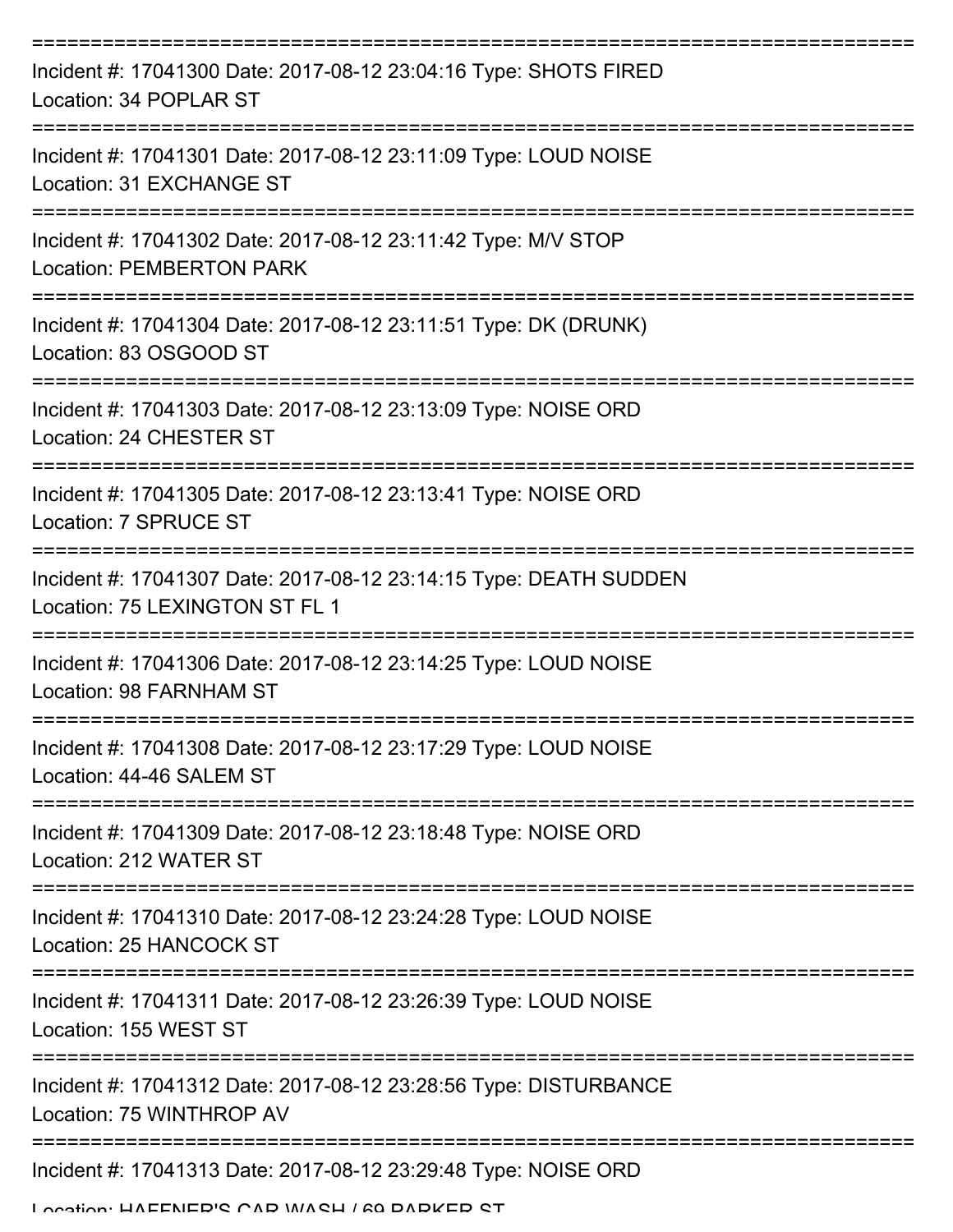===========================================================================

Incident #: 17041300 Date: 2017-08-12 23:04:16 Type: SHOTS FIRED
Location: 34 POPLAR ST

===========================================================================

Incident #: 17041301 Date: 2017-08-12 23:11:09 Type: LOUD NOISE
Location: 31 EXCHANGE ST

===========================================================================

Incident #: 17041302 Date: 2017-08-12 23:11:42 Type: M/V STOP
Location: PEMBERTON PARK

===========================================================================

Incident #: 17041304 Date: 2017-08-12 23:11:51 Type: DK (DRUNK)
Location: 83 OSGOOD ST

===========================================================================

Incident #: 17041303 Date: 2017-08-12 23:13:09 Type: NOISE ORD
Location: 24 CHESTER ST

===========================================================================

Incident #: 17041305 Date: 2017-08-12 23:13:41 Type: NOISE ORD
Location: 7 SPRUCE ST

===========================================================================

Incident #: 17041307 Date: 2017-08-12 23:14:15 Type: DEATH SUDDEN
Location: 75 LEXINGTON ST FL 1

===========================================================================

Incident #: 17041306 Date: 2017-08-12 23:14:25 Type: LOUD NOISE
Location: 98 FARNHAM ST

===========================================================================

Incident #: 17041308 Date: 2017-08-12 23:17:29 Type: LOUD NOISE
Location: 44-46 SALEM ST

===========================================================================

Incident #: 17041309 Date: 2017-08-12 23:18:48 Type: NOISE ORD
Location: 212 WATER ST

===========================================================================

Incident #: 17041310 Date: 2017-08-12 23:24:28 Type: LOUD NOISE
Location: 25 HANCOCK ST

===========================================================================

Incident #: 17041311 Date: 2017-08-12 23:26:39 Type: LOUD NOISE
Location: 155 WEST ST

===========================================================================

Incident #: 17041312 Date: 2017-08-12 23:28:56 Type: DISTURBANCE
Location: 75 WINTHROP AV

===========================================================================

Incident #: 17041313 Date: 2017-08-12 23:29:48 Type: NOISE ORD
Location: HAFFNER'S CAR WASH / 69 PARKER ST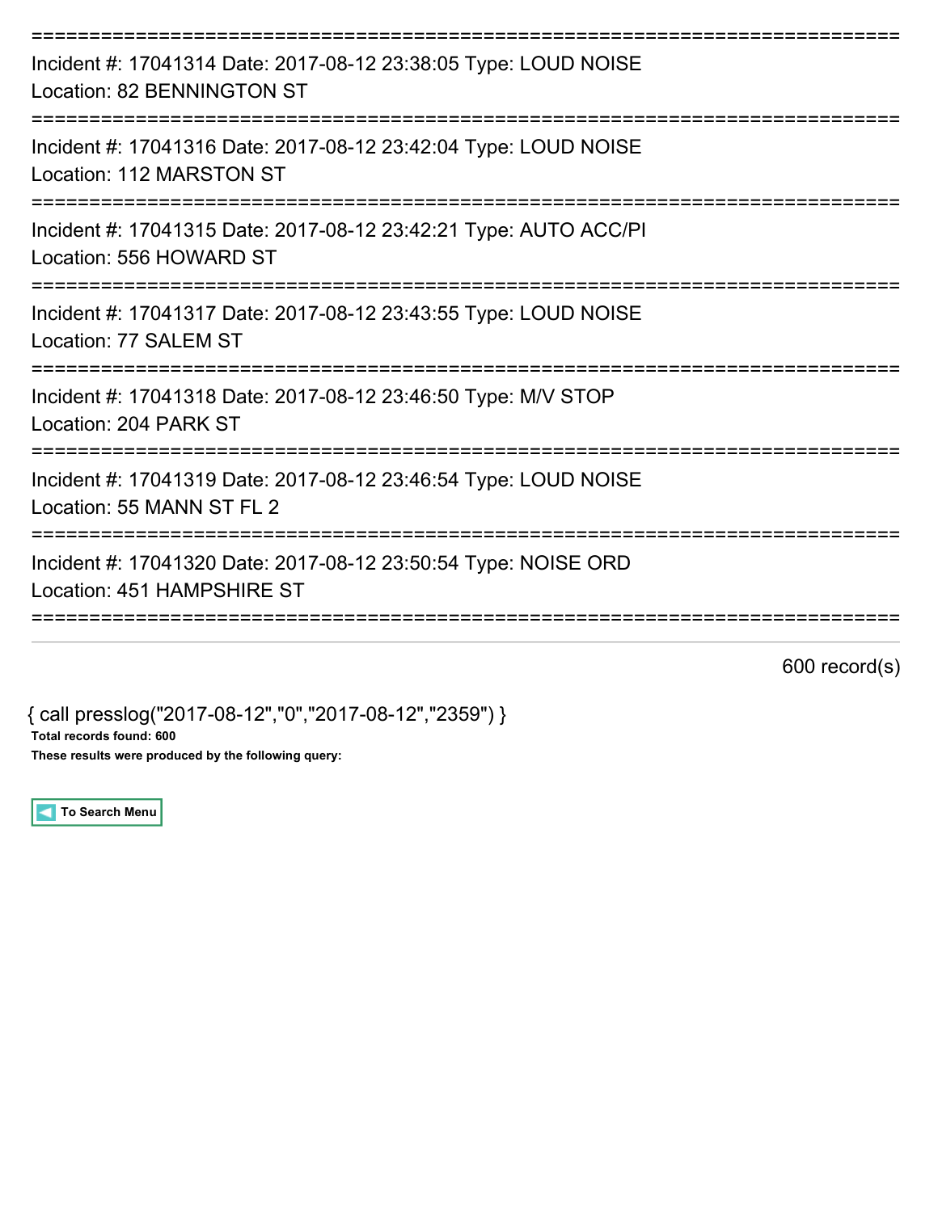===========================================================================

Incident #: 17041314 Date: 2017-08-12 23:38:05 Type: LOUD NOISE
Location: 82 BENNINGTON ST

===========================================================================

Incident #: 17041316 Date: 2017-08-12 23:42:04 Type: LOUD NOISE
Location: 112 MARSTON ST

===========================================================================

Incident #: 17041315 Date: 2017-08-12 23:42:21 Type: AUTO ACC/PI
Location: 556 HOWARD ST

===========================================================================

Incident #: 17041317 Date: 2017-08-12 23:43:55 Type: LOUD NOISE
Location: 77 SALEM ST

===========================================================================

Incident #: 17041318 Date: 2017-08-12 23:46:50 Type: M/V STOP
Location: 204 PARK ST

===========================================================================

Incident #: 17041319 Date: 2017-08-12 23:46:54 Type: LOUD NOISE
Location: 55 MANN ST FL 2

===========================================================================

Incident #: 17041320 Date: 2017-08-12 23:50:54 Type: NOISE ORD
Location: 451 HAMPSHIRE ST

===========================================================================

600 record(s)

{ call presslog("2017-08-12","0","2017-08-12","2359") }

**Total records found: 600**

**These results were produced by the following query:**

To Search Menu